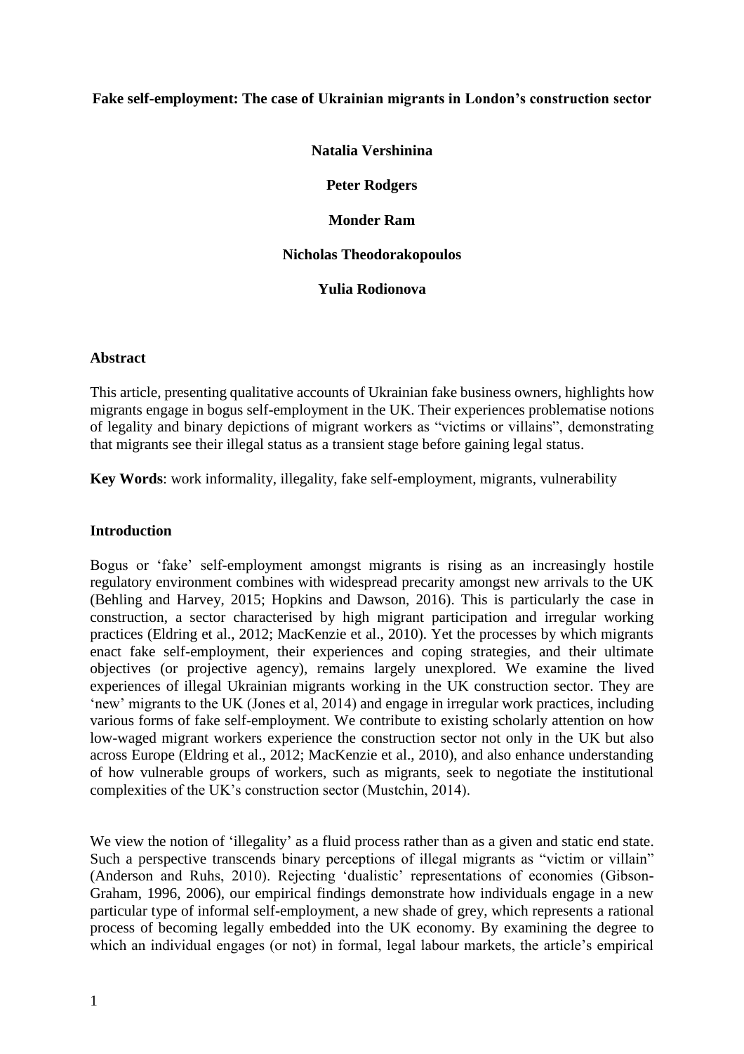# Fake self-employment: The case of Ukrainian migrants in London's construction sector

**Natalia Vershinina**

**Peter Rodgers**

**Monder Ram**

**Nicholas Theodorakopoulos**

**Yulia Rodionova**

## Abstract

This article, presenting qualitative accounts of Ukrainian fake business owners, highlights how migrants engage in bogus self-employment in the UK. Their experiences problematise notions of legality and binary depictions of migrant workers as "victims or villains", demonstrating that migrants see their illegal status as a transient stage before gaining legal status.

**Key Words**: work informality, illegality, fake self-employment, migrants, vulnerability

## Introduction

Bogus or 'fake' self-employment amongst migrants is rising as an increasingly hostile regulatory environment combines with widespread precarity amongst new arrivals to the UK (Behling and Harvey, 2015; Hopkins and Dawson, 2016). This is particularly the case in construction, a sector characterised by high migrant participation and irregular working practices (Eldring et al., 2012; MacKenzie et al., 2010). Yet the processes by which migrants enact fake self-employment, their experiences and coping strategies, and their ultimate objectives (or projective agency), remains largely unexplored. We examine the lived experiences of illegal Ukrainian migrants working in the UK construction sector. They are 'new' migrants to the UK (Jones et al, 2014) and engage in irregular work practices, including various forms of fake self-employment. We contribute to existing scholarly attention on how low-waged migrant workers experience the construction sector not only in the UK but also across Europe (Eldring et al., 2012; MacKenzie et al., 2010), and also enhance understanding of how vulnerable groups of workers, such as migrants, seek to negotiate the institutional complexities of the UK's construction sector (Mustchin, 2014).

We view the notion of 'illegality' as a fluid process rather than as a given and static end state. Such a perspective transcends binary perceptions of illegal migrants as "victim or villain" (Anderson and Ruhs, 2010). Rejecting 'dualistic' representations of economies (Gibson-Graham, 1996, 2006), our empirical findings demonstrate how individuals engage in a new particular type of informal self-employment, a new shade of grey, which represents a rational process of becoming legally embedded into the UK economy. By examining the degree to which an individual engages (or not) in formal, legal labour markets, the article's empirical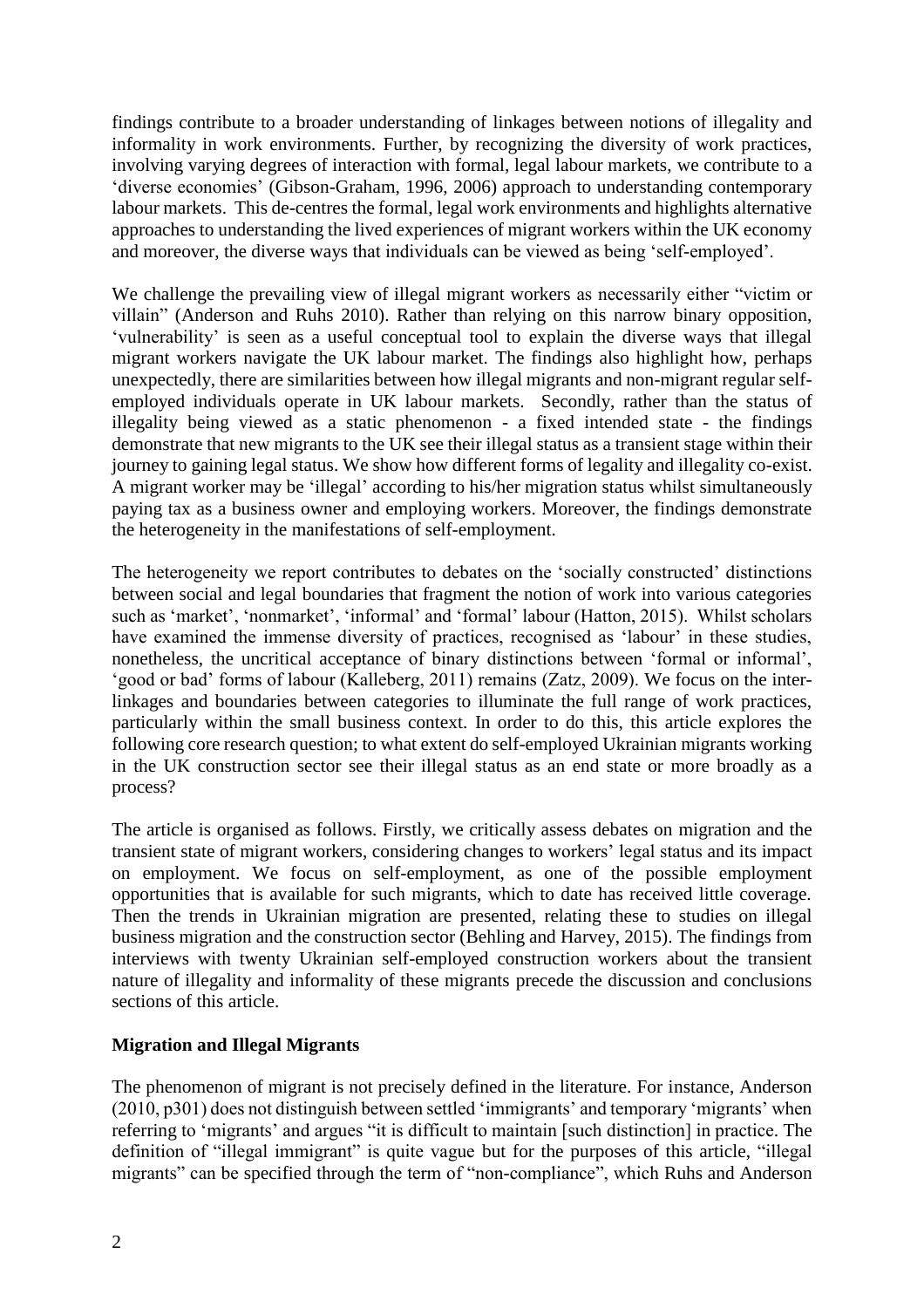findings contribute to a broader understanding of linkages between notions of illegality and informality in work environments. Further, by recognizing the diversity of work practices, involving varying degrees of interaction with formal, legal labour markets, we contribute to a 'diverse economies' (Gibson-Graham, 1996, 2006) approach to understanding contemporary labour markets. This de-centres the formal, legal work environments and highlights alternative approaches to understanding the lived experiences of migrant workers within the UK economy and moreover, the diverse ways that individuals can be viewed as being 'self-employed'.

We challenge the prevailing view of illegal migrant workers as necessarily either "victim or villain" (Anderson and Ruhs 2010). Rather than relying on this narrow binary opposition, 'vulnerability' is seen as a useful conceptual tool to explain the diverse ways that illegal migrant workers navigate the UK labour market. The findings also highlight how, perhaps unexpectedly, there are similarities between how illegal migrants and non-migrant regular self-employed individuals operate in UK labour markets. Secondly, rather than the status of illegality being viewed as a static phenomenon - a fixed intended state - the findings demonstrate that new migrants to the UK see their illegal status as a transient stage within their journey to gaining legal status. We show how different forms of legality and illegality co-exist. A migrant worker may be 'illegal' according to his/her migration status whilst simultaneously paying tax as a business owner and employing workers. Moreover, the findings demonstrate the heterogeneity in the manifestations of self-employment.

The heterogeneity we report contributes to debates on the 'socially constructed' distinctions between social and legal boundaries that fragment the notion of work into various categories such as 'market', 'nonmarket', 'informal' and 'formal' labour (Hatton, 2015). Whilst scholars have examined the immense diversity of practices, recognised as 'labour' in these studies, nonetheless, the uncritical acceptance of binary distinctions between 'formal or informal', 'good or bad' forms of labour (Kalleberg, 2011) remains (Zatz, 2009). We focus on the inter-linkages and boundaries between categories to illuminate the full range of work practices, particularly within the small business context. In order to do this, this article explores the following core research question; to what extent do self-employed Ukrainian migrants working in the UK construction sector see their illegal status as an end state or more broadly as a process?

The article is organised as follows. Firstly, we critically assess debates on migration and the transient state of migrant workers, considering changes to workers' legal status and its impact on employment. We focus on self-employment, as one of the possible employment opportunities that is available for such migrants, which to date has received little coverage. Then the trends in Ukrainian migration are presented, relating these to studies on illegal business migration and the construction sector (Behling and Harvey, 2015). The findings from interviews with twenty Ukrainian self-employed construction workers about the transient nature of illegality and informality of these migrants precede the discussion and conclusions sections of this article.

## Migration and Illegal Migrants

The phenomenon of migrant is not precisely defined in the literature. For instance, Anderson (2010, p301) does not distinguish between settled 'immigrants' and temporary 'migrants' when referring to 'migrants' and argues "it is difficult to maintain [such distinction] in practice. The definition of "illegal immigrant" is quite vague but for the purposes of this article, "illegal migrants" can be specified through the term of "non-compliance", which Ruhs and Anderson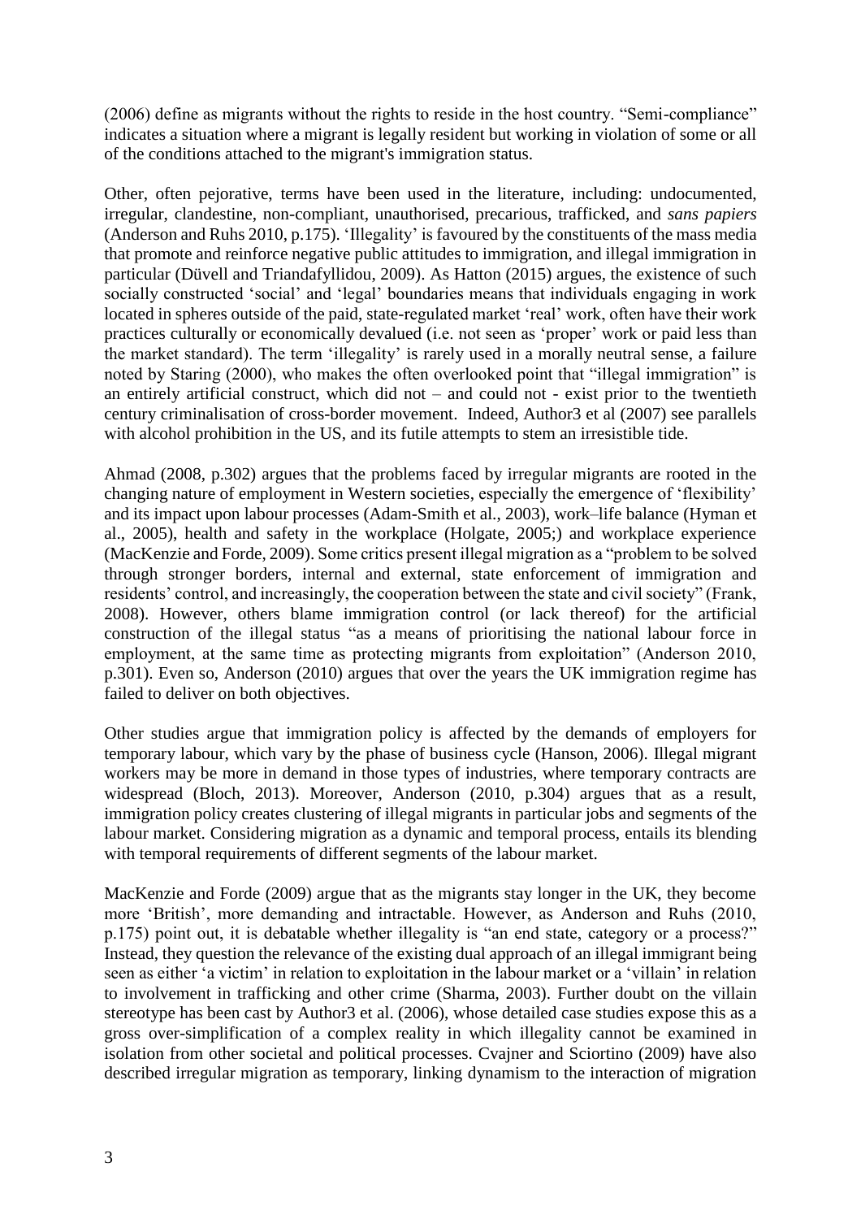(2006) define as migrants without the rights to reside in the host country. "Semi-compliance" indicates a situation where a migrant is legally resident but working in violation of some or all of the conditions attached to the migrant's immigration status.

Other, often pejorative, terms have been used in the literature, including: undocumented, irregular, clandestine, non-compliant, unauthorised, precarious, trafficked, and *sans papiers* (Anderson and Ruhs 2010, p.175). 'Illegality' is favoured by the constituents of the mass media that promote and reinforce negative public attitudes to immigration, and illegal immigration in particular (Düvell and Triandafyllidou, 2009). As Hatton (2015) argues, the existence of such socially constructed 'social' and 'legal' boundaries means that individuals engaging in work located in spheres outside of the paid, state-regulated market 'real' work, often have their work practices culturally or economically devalued (i.e. not seen as 'proper' work or paid less than the market standard). The term 'illegality' is rarely used in a morally neutral sense, a failure noted by Staring (2000), who makes the often overlooked point that "illegal immigration" is an entirely artificial construct, which did not – and could not - exist prior to the twentieth century criminalisation of cross-border movement. Indeed, Author3 et al (2007) see parallels with alcohol prohibition in the US, and its futile attempts to stem an irresistible tide.

Ahmad (2008, p.302) argues that the problems faced by irregular migrants are rooted in the changing nature of employment in Western societies, especially the emergence of 'flexibility' and its impact upon labour processes (Adam-Smith et al., 2003), work–life balance (Hyman et al., 2005), health and safety in the workplace (Holgate, 2005;) and workplace experience (MacKenzie and Forde, 2009). Some critics present illegal migration as a "problem to be solved through stronger borders, internal and external, state enforcement of immigration and residents' control, and increasingly, the cooperation between the state and civil society" (Frank, 2008). However, others blame immigration control (or lack thereof) for the artificial construction of the illegal status "as a means of prioritising the national labour force in employment, at the same time as protecting migrants from exploitation" (Anderson 2010, p.301). Even so, Anderson (2010) argues that over the years the UK immigration regime has failed to deliver on both objectives.

Other studies argue that immigration policy is affected by the demands of employers for temporary labour, which vary by the phase of business cycle (Hanson, 2006). Illegal migrant workers may be more in demand in those types of industries, where temporary contracts are widespread (Bloch, 2013). Moreover, Anderson (2010, p.304) argues that as a result, immigration policy creates clustering of illegal migrants in particular jobs and segments of the labour market. Considering migration as a dynamic and temporal process, entails its blending with temporal requirements of different segments of the labour market.

MacKenzie and Forde (2009) argue that as the migrants stay longer in the UK, they become more 'British', more demanding and intractable. However, as Anderson and Ruhs (2010, p.175) point out, it is debatable whether illegality is "an end state, category or a process?" Instead, they question the relevance of the existing dual approach of an illegal immigrant being seen as either 'a victim' in relation to exploitation in the labour market or a 'villain' in relation to involvement in trafficking and other crime (Sharma, 2003). Further doubt on the villain stereotype has been cast by Author3 et al. (2006), whose detailed case studies expose this as a gross over-simplification of a complex reality in which illegality cannot be examined in isolation from other societal and political processes. Cvajner and Sciortino (2009) have also described irregular migration as temporary, linking dynamism to the interaction of migration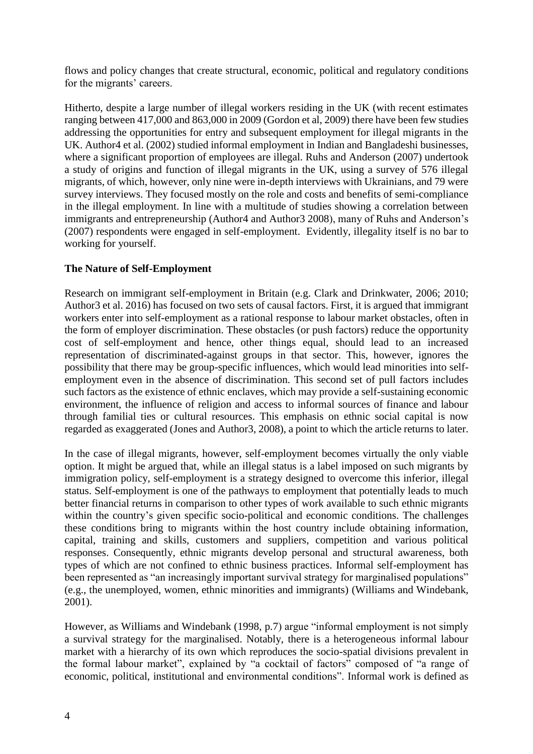flows and policy changes that create structural, economic, political and regulatory conditions for the migrants' careers.

Hitherto, despite a large number of illegal workers residing in the UK (with recent estimates ranging between 417,000 and 863,000 in 2009 (Gordon et al, 2009) there have been few studies addressing the opportunities for entry and subsequent employment for illegal migrants in the UK. Author4 et al. (2002) studied informal employment in Indian and Bangladeshi businesses, where a significant proportion of employees are illegal. Ruhs and Anderson (2007) undertook a study of origins and function of illegal migrants in the UK, using a survey of 576 illegal migrants, of which, however, only nine were in-depth interviews with Ukrainians, and 79 were survey interviews. They focused mostly on the role and costs and benefits of semi-compliance in the illegal employment. In line with a multitude of studies showing a correlation between immigrants and entrepreneurship (Author4 and Author3 2008), many of Ruhs and Anderson's (2007) respondents were engaged in self-employment. Evidently, illegality itself is no bar to working for yourself.

**The Nature of Self-Employment**

Research on immigrant self-employment in Britain (e.g. Clark and Drinkwater, 2006; 2010; Author3 et al. 2016) has focused on two sets of causal factors. First, it is argued that immigrant workers enter into self-employment as a rational response to labour market obstacles, often in the form of employer discrimination. These obstacles (or push factors) reduce the opportunity cost of self-employment and hence, other things equal, should lead to an increased representation of discriminated-against groups in that sector. This, however, ignores the possibility that there may be group-specific influences, which would lead minorities into self-employment even in the absence of discrimination. This second set of pull factors includes such factors as the existence of ethnic enclaves, which may provide a self-sustaining economic environment, the influence of religion and access to informal sources of finance and labour through familial ties or cultural resources. This emphasis on ethnic social capital is now regarded as exaggerated (Jones and Author3, 2008), a point to which the article returns to later.

In the case of illegal migrants, however, self-employment becomes virtually the only viable option. It might be argued that, while an illegal status is a label imposed on such migrants by immigration policy, self-employment is a strategy designed to overcome this inferior, illegal status. Self-employment is one of the pathways to employment that potentially leads to much better financial returns in comparison to other types of work available to such ethnic migrants within the country's given specific socio-political and economic conditions. The challenges these conditions bring to migrants within the host country include obtaining information, capital, training and skills, customers and suppliers, competition and various political responses. Consequently, ethnic migrants develop personal and structural awareness, both types of which are not confined to ethnic business practices. Informal self-employment has been represented as "an increasingly important survival strategy for marginalised populations" (e.g., the unemployed, women, ethnic minorities and immigrants) (Williams and Windebank, 2001).

However, as Williams and Windebank (1998, p.7) argue "informal employment is not simply a survival strategy for the marginalised. Notably, there is a heterogeneous informal labour market with a hierarchy of its own which reproduces the socio-spatial divisions prevalent in the formal labour market", explained by "a cocktail of factors" composed of "a range of economic, political, institutional and environmental conditions". Informal work is defined as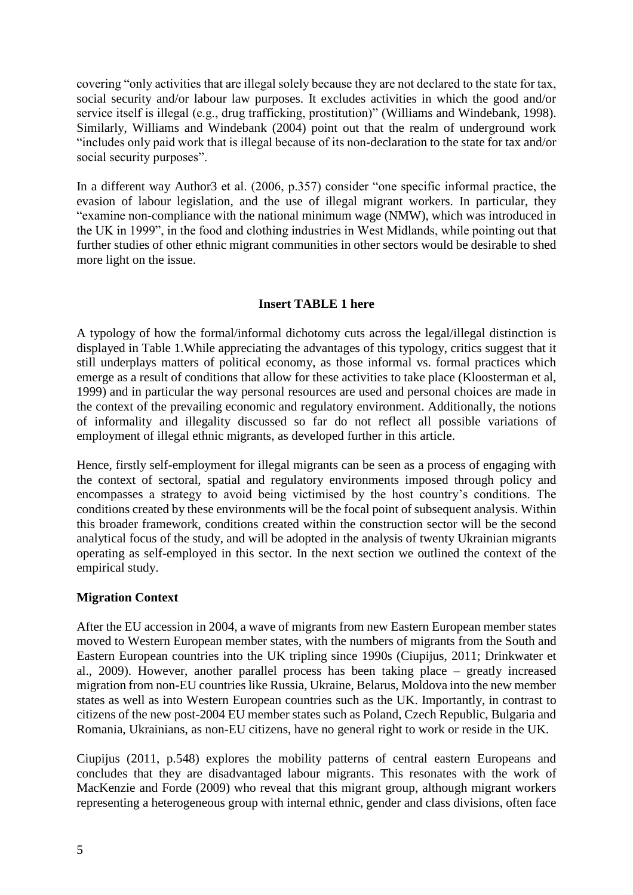covering "only activities that are illegal solely because they are not declared to the state for tax, social security and/or labour law purposes. It excludes activities in which the good and/or service itself is illegal (e.g., drug trafficking, prostitution)" (Williams and Windebank, 1998). Similarly, Williams and Windebank (2004) point out that the realm of underground work "includes only paid work that is illegal because of its non-declaration to the state for tax and/or social security purposes".

In a different way Author3 et al. (2006, p.357) consider "one specific informal practice, the evasion of labour legislation, and the use of illegal migrant workers. In particular, they "examine non-compliance with the national minimum wage (NMW), which was introduced in the UK in 1999", in the food and clothing industries in West Midlands, while pointing out that further studies of other ethnic migrant communities in other sectors would be desirable to shed more light on the issue.

**Insert TABLE 1 here**

A typology of how the formal/informal dichotomy cuts across the legal/illegal distinction is displayed in Table 1.While appreciating the advantages of this typology, critics suggest that it still underplays matters of political economy, as those informal vs. formal practices which emerge as a result of conditions that allow for these activities to take place (Kloosterman et al, 1999) and in particular the way personal resources are used and personal choices are made in the context of the prevailing economic and regulatory environment. Additionally, the notions of informality and illegality discussed so far do not reflect all possible variations of employment of illegal ethnic migrants, as developed further in this article.

Hence, firstly self-employment for illegal migrants can be seen as a process of engaging with the context of sectoral, spatial and regulatory environments imposed through policy and encompasses a strategy to avoid being victimised by the host country's conditions. The conditions created by these environments will be the focal point of subsequent analysis. Within this broader framework, conditions created within the construction sector will be the second analytical focus of the study, and will be adopted in the analysis of twenty Ukrainian migrants operating as self-employed in this sector. In the next section we outlined the context of the empirical study.

## Migration Context

After the EU accession in 2004, a wave of migrants from new Eastern European member states moved to Western European member states, with the numbers of migrants from the South and Eastern European countries into the UK tripling since 1990s (Ciupijus, 2011; Drinkwater et al., 2009). However, another parallel process has been taking place – greatly increased migration from non-EU countries like Russia, Ukraine, Belarus, Moldova into the new member states as well as into Western European countries such as the UK. Importantly, in contrast to citizens of the new post-2004 EU member states such as Poland, Czech Republic, Bulgaria and Romania, Ukrainians, as non-EU citizens, have no general right to work or reside in the UK.

Ciupijus (2011, p.548) explores the mobility patterns of central eastern Europeans and concludes that they are disadvantaged labour migrants. This resonates with the work of MacKenzie and Forde (2009) who reveal that this migrant group, although migrant workers representing a heterogeneous group with internal ethnic, gender and class divisions, often face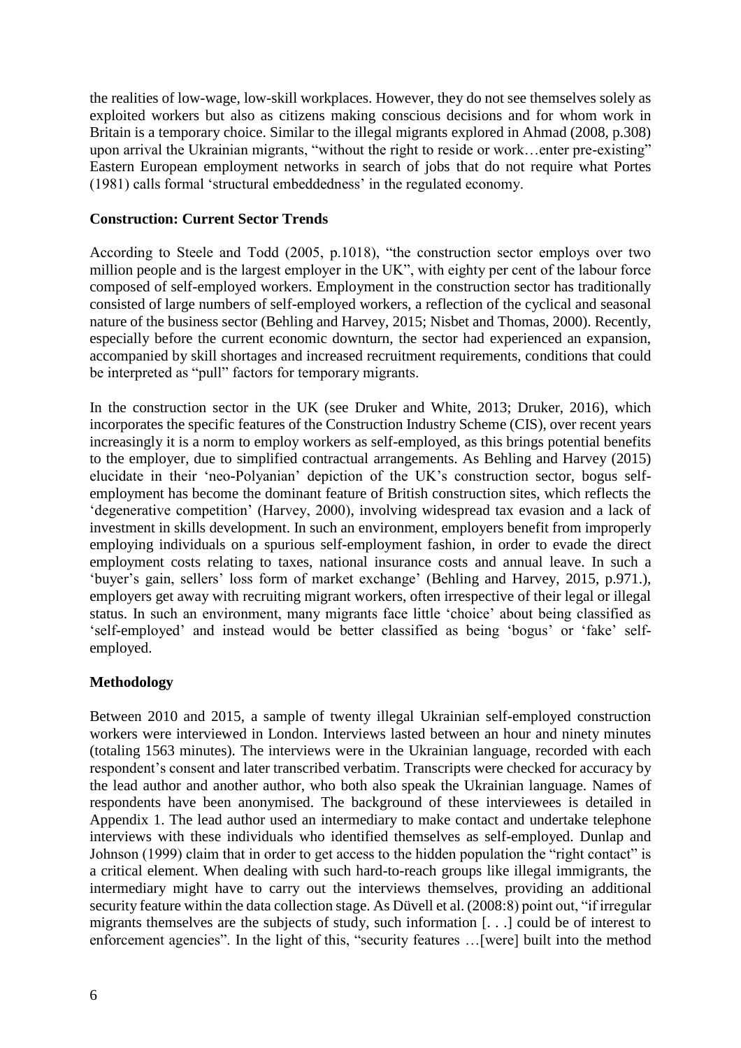the realities of low-wage, low-skill workplaces. However, they do not see themselves solely as exploited workers but also as citizens making conscious decisions and for whom work in Britain is a temporary choice. Similar to the illegal migrants explored in Ahmad (2008, p.308) upon arrival the Ukrainian migrants, "without the right to reside or work…enter pre-existing" Eastern European employment networks in search of jobs that do not require what Portes (1981) calls formal 'structural embeddedness' in the regulated economy.

**Construction: Current Sector Trends**

According to Steele and Todd (2005, p.1018), "the construction sector employs over two million people and is the largest employer in the UK", with eighty per cent of the labour force composed of self-employed workers. Employment in the construction sector has traditionally consisted of large numbers of self-employed workers, a reflection of the cyclical and seasonal nature of the business sector (Behling and Harvey, 2015; Nisbet and Thomas, 2000). Recently, especially before the current economic downturn, the sector had experienced an expansion, accompanied by skill shortages and increased recruitment requirements, conditions that could be interpreted as "pull" factors for temporary migrants.

In the construction sector in the UK (see Druker and White, 2013; Druker, 2016), which incorporates the specific features of the Construction Industry Scheme (CIS), over recent years increasingly it is a norm to employ workers as self-employed, as this brings potential benefits to the employer, due to simplified contractual arrangements. As Behling and Harvey (2015) elucidate in their 'neo-Polyanian' depiction of the UK's construction sector, bogus self-employment has become the dominant feature of British construction sites, which reflects the 'degenerative competition' (Harvey, 2000), involving widespread tax evasion and a lack of investment in skills development. In such an environment, employers benefit from improperly employing individuals on a spurious self-employment fashion, in order to evade the direct employment costs relating to taxes, national insurance costs and annual leave. In such a 'buyer's gain, sellers' loss form of market exchange' (Behling and Harvey, 2015, p.971.), employers get away with recruiting migrant workers, often irrespective of their legal or illegal status. In such an environment, many migrants face little 'choice' about being classified as 'self-employed' and instead would be better classified as being 'bogus' or 'fake' self-employed.

**Methodology**

Between 2010 and 2015, a sample of twenty illegal Ukrainian self-employed construction workers were interviewed in London. Interviews lasted between an hour and ninety minutes (totaling 1563 minutes). The interviews were in the Ukrainian language, recorded with each respondent's consent and later transcribed verbatim. Transcripts were checked for accuracy by the lead author and another author, who both also speak the Ukrainian language. Names of respondents have been anonymised. The background of these interviewees is detailed in Appendix 1. The lead author used an intermediary to make contact and undertake telephone interviews with these individuals who identified themselves as self-employed. Dunlap and Johnson (1999) claim that in order to get access to the hidden population the "right contact" is a critical element. When dealing with such hard-to-reach groups like illegal immigrants, the intermediary might have to carry out the interviews themselves, providing an additional security feature within the data collection stage. As Düvell et al. (2008:8) point out, "if irregular migrants themselves are the subjects of study, such information [. . .] could be of interest to enforcement agencies". In the light of this, "security features …[were] built into the method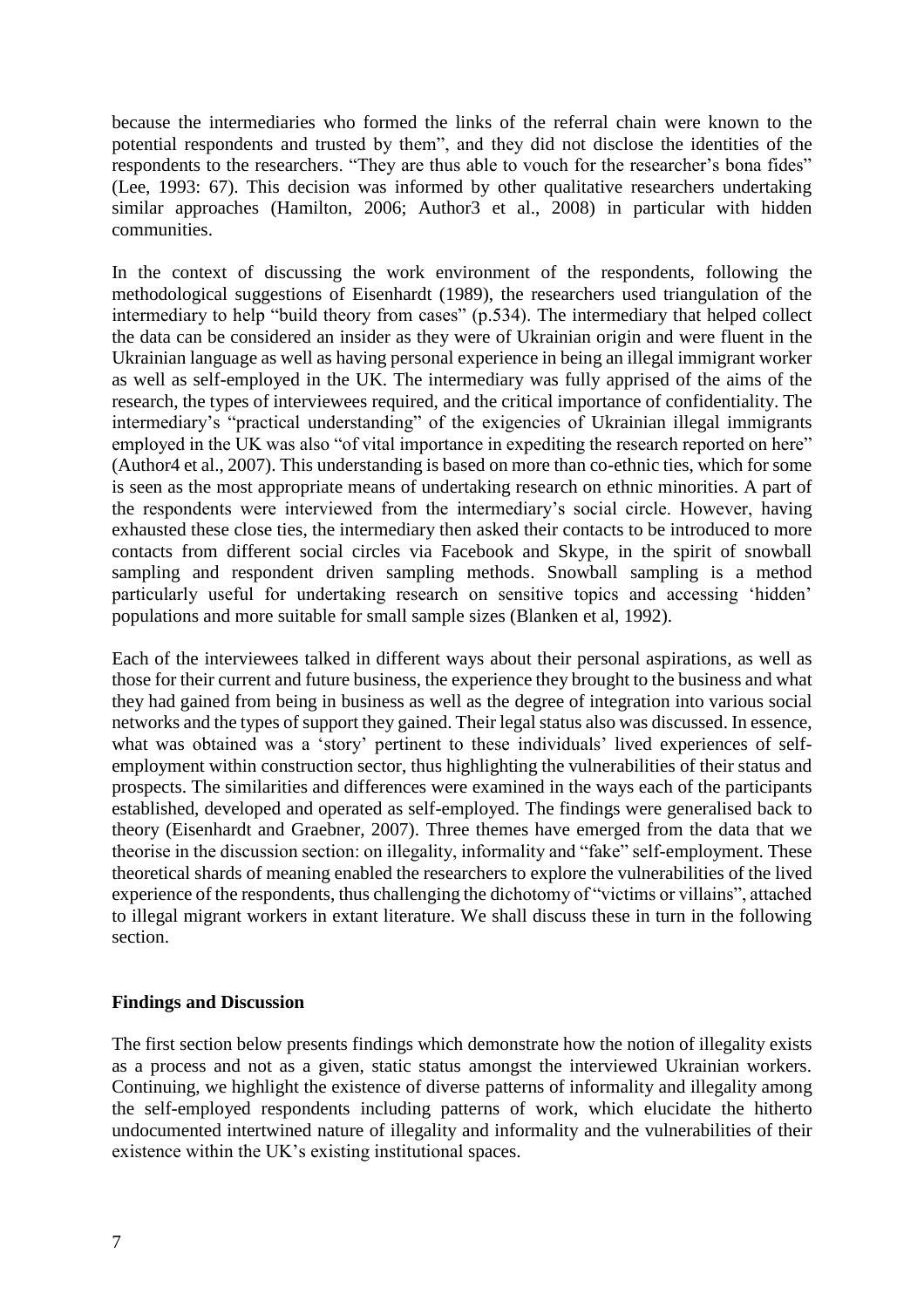because the intermediaries who formed the links of the referral chain were known to the potential respondents and trusted by them", and they did not disclose the identities of the respondents to the researchers. "They are thus able to vouch for the researcher's bona fides" (Lee, 1993: 67). This decision was informed by other qualitative researchers undertaking similar approaches (Hamilton, 2006; Author3 et al., 2008) in particular with hidden communities.

In the context of discussing the work environment of the respondents, following the methodological suggestions of Eisenhardt (1989), the researchers used triangulation of the intermediary to help "build theory from cases" (p.534). The intermediary that helped collect the data can be considered an insider as they were of Ukrainian origin and were fluent in the Ukrainian language as well as having personal experience in being an illegal immigrant worker as well as self-employed in the UK. The intermediary was fully apprised of the aims of the research, the types of interviewees required, and the critical importance of confidentiality. The intermediary's "practical understanding" of the exigencies of Ukrainian illegal immigrants employed in the UK was also "of vital importance in expediting the research reported on here" (Author4 et al., 2007). This understanding is based on more than co-ethnic ties, which for some is seen as the most appropriate means of undertaking research on ethnic minorities. A part of the respondents were interviewed from the intermediary's social circle. However, having exhausted these close ties, the intermediary then asked their contacts to be introduced to more contacts from different social circles via Facebook and Skype, in the spirit of snowball sampling and respondent driven sampling methods. Snowball sampling is a method particularly useful for undertaking research on sensitive topics and accessing 'hidden' populations and more suitable for small sample sizes (Blanken et al, 1992).

Each of the interviewees talked in different ways about their personal aspirations, as well as those for their current and future business, the experience they brought to the business and what they had gained from being in business as well as the degree of integration into various social networks and the types of support they gained. Their legal status also was discussed. In essence, what was obtained was a 'story' pertinent to these individuals' lived experiences of self-employment within construction sector, thus highlighting the vulnerabilities of their status and prospects. The similarities and differences were examined in the ways each of the participants established, developed and operated as self-employed. The findings were generalised back to theory (Eisenhardt and Graebner, 2007). Three themes have emerged from the data that we theorise in the discussion section: on illegality, informality and "fake" self-employment. These theoretical shards of meaning enabled the researchers to explore the vulnerabilities of the lived experience of the respondents, thus challenging the dichotomy of "victims or villains", attached to illegal migrant workers in extant literature. We shall discuss these in turn in the following section.

## Findings and Discussion

The first section below presents findings which demonstrate how the notion of illegality exists as a process and not as a given, static status amongst the interviewed Ukrainian workers. Continuing, we highlight the existence of diverse patterns of informality and illegality among the self-employed respondents including patterns of work, which elucidate the hitherto undocumented intertwined nature of illegality and informality and the vulnerabilities of their existence within the UK's existing institutional spaces.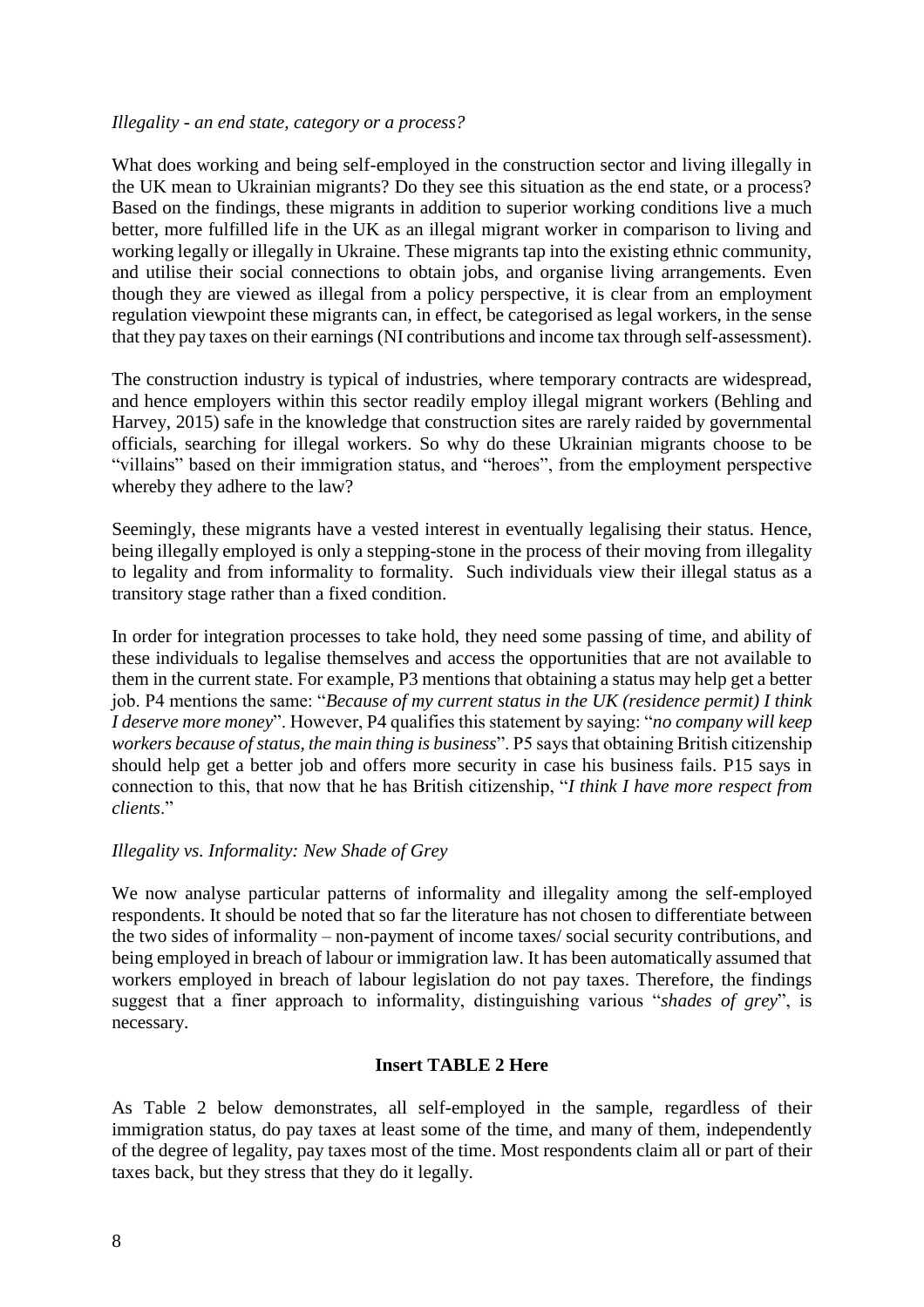*Illegality - an end state, category or a process?*

What does working and being self-employed in the construction sector and living illegally in the UK mean to Ukrainian migrants? Do they see this situation as the end state, or a process? Based on the findings, these migrants in addition to superior working conditions live a much better, more fulfilled life in the UK as an illegal migrant worker in comparison to living and working legally or illegally in Ukraine. These migrants tap into the existing ethnic community, and utilise their social connections to obtain jobs, and organise living arrangements. Even though they are viewed as illegal from a policy perspective, it is clear from an employment regulation viewpoint these migrants can, in effect, be categorised as legal workers, in the sense that they pay taxes on their earnings (NI contributions and income tax through self-assessment).

The construction industry is typical of industries, where temporary contracts are widespread, and hence employers within this sector readily employ illegal migrant workers (Behling and Harvey, 2015) safe in the knowledge that construction sites are rarely raided by governmental officials, searching for illegal workers. So why do these Ukrainian migrants choose to be "villains" based on their immigration status, and "heroes", from the employment perspective whereby they adhere to the law?

Seemingly, these migrants have a vested interest in eventually legalising their status. Hence, being illegally employed is only a stepping-stone in the process of their moving from illegality to legality and from informality to formality. Such individuals view their illegal status as a transitory stage rather than a fixed condition.

In order for integration processes to take hold, they need some passing of time, and ability of these individuals to legalise themselves and access the opportunities that are not available to them in the current state. For example, P3 mentions that obtaining a status may help get a better job. P4 mentions the same: "*Because of my current status in the UK (residence permit) I think I deserve more money*". However, P4 qualifies this statement by saying: "*no company will keep workers because of status, the main thing is business*". P5 says that obtaining British citizenship should help get a better job and offers more security in case his business fails. P15 says in connection to this, that now that he has British citizenship, "*I think I have more respect from clients*."

*Illegality vs. Informality: New Shade of Grey*

We now analyse particular patterns of informality and illegality among the self-employed respondents. It should be noted that so far the literature has not chosen to differentiate between the two sides of informality – non-payment of income taxes/ social security contributions, and being employed in breach of labour or immigration law. It has been automatically assumed that workers employed in breach of labour legislation do not pay taxes. Therefore, the findings suggest that a finer approach to informality, distinguishing various "*shades of grey*", is necessary.

**Insert TABLE 2 Here**

As Table 2 below demonstrates, all self-employed in the sample, regardless of their immigration status, do pay taxes at least some of the time, and many of them, independently of the degree of legality, pay taxes most of the time. Most respondents claim all or part of their taxes back, but they stress that they do it legally.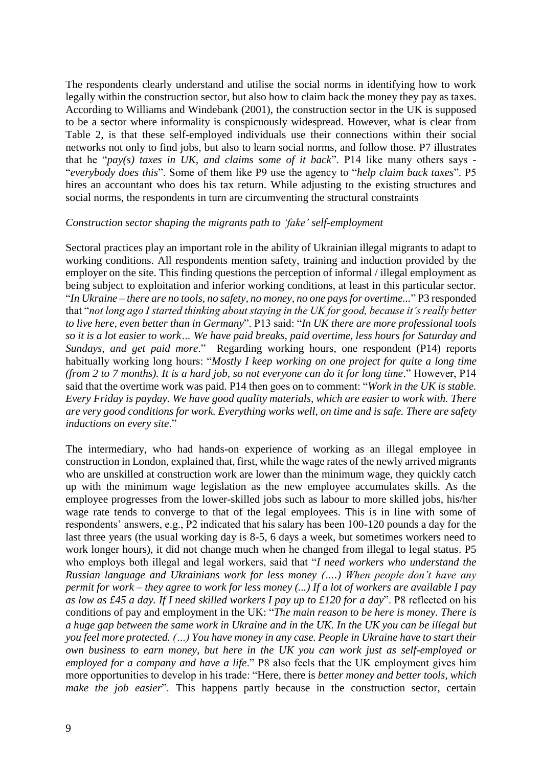The respondents clearly understand and utilise the social norms in identifying how to work legally within the construction sector, but also how to claim back the money they pay as taxes. According to Williams and Windebank (2001), the construction sector in the UK is supposed to be a sector where informality is conspicuously widespread. However, what is clear from Table 2, is that these self-employed individuals use their connections within their social networks not only to find jobs, but also to learn social norms, and follow those. P7 illustrates that he "*pay(s) taxes in UK, and claims some of it back*". P14 like many others says - "*everybody does this*". Some of them like P9 use the agency to "*help claim back taxes*". P5 hires an accountant who does his tax return. While adjusting to the existing structures and social norms, the respondents in turn are circumventing the structural constraints

*Construction sector shaping the migrants path to 'fake' self-employment*

Sectoral practices play an important role in the ability of Ukrainian illegal migrants to adapt to working conditions. All respondents mention safety, training and induction provided by the employer on the site. This finding questions the perception of informal / illegal employment as being subject to exploitation and inferior working conditions, at least in this particular sector. "*In Ukraine – there are no tools, no safety, no money, no one pays for overtime...*" P3 responded that "*not long ago I started thinking about staying in the UK for good, because it's really better to live here, even better than in Germany*". P13 said: "*In UK there are more professional tools so it is a lot easier to work… We have paid breaks, paid overtime, less hours for Saturday and Sundays, and get paid more*." Regarding working hours, one respondent (P14) reports habitually working long hours: "*Mostly I keep working on one project for quite a long time (from 2 to 7 months). It is a hard job, so not everyone can do it for long time*." However, P14 said that the overtime work was paid. P14 then goes on to comment: "*Work in the UK is stable. Every Friday is payday. We have good quality materials, which are easier to work with. There are very good conditions for work. Everything works well, on time and is safe. There are safety inductions on every site*."

The intermediary, who had hands-on experience of working as an illegal employee in construction in London, explained that, first, while the wage rates of the newly arrived migrants who are unskilled at construction work are lower than the minimum wage, they quickly catch up with the minimum wage legislation as the new employee accumulates skills. As the employee progresses from the lower-skilled jobs such as labour to more skilled jobs, his/her wage rate tends to converge to that of the legal employees. This is in line with some of respondents' answers, e.g., P2 indicated that his salary has been 100-120 pounds a day for the last three years (the usual working day is 8-5, 6 days a week, but sometimes workers need to work longer hours), it did not change much when he changed from illegal to legal status. P5 who employs both illegal and legal workers, said that "*I need workers who understand the Russian language and Ukrainians work for less money (….) When people don't have any permit for work – they agree to work for less money (...) If a lot of workers are available I pay as low as £45 a day. If I need skilled workers I pay up to £120 for a day*". P8 reflected on his conditions of pay and employment in the UK: "*The main reason to be here is money. There is a huge gap between the same work in Ukraine and in the UK. In the UK you can be illegal but you feel more protected. (…) You have money in any case. People in Ukraine have to start their own business to earn money, but here in the UK you can work just as self-employed or employed for a company and have a life*." P8 also feels that the UK employment gives him more opportunities to develop in his trade: "Here, there is *better money and better tools, which make the job easier*". This happens partly because in the construction sector, certain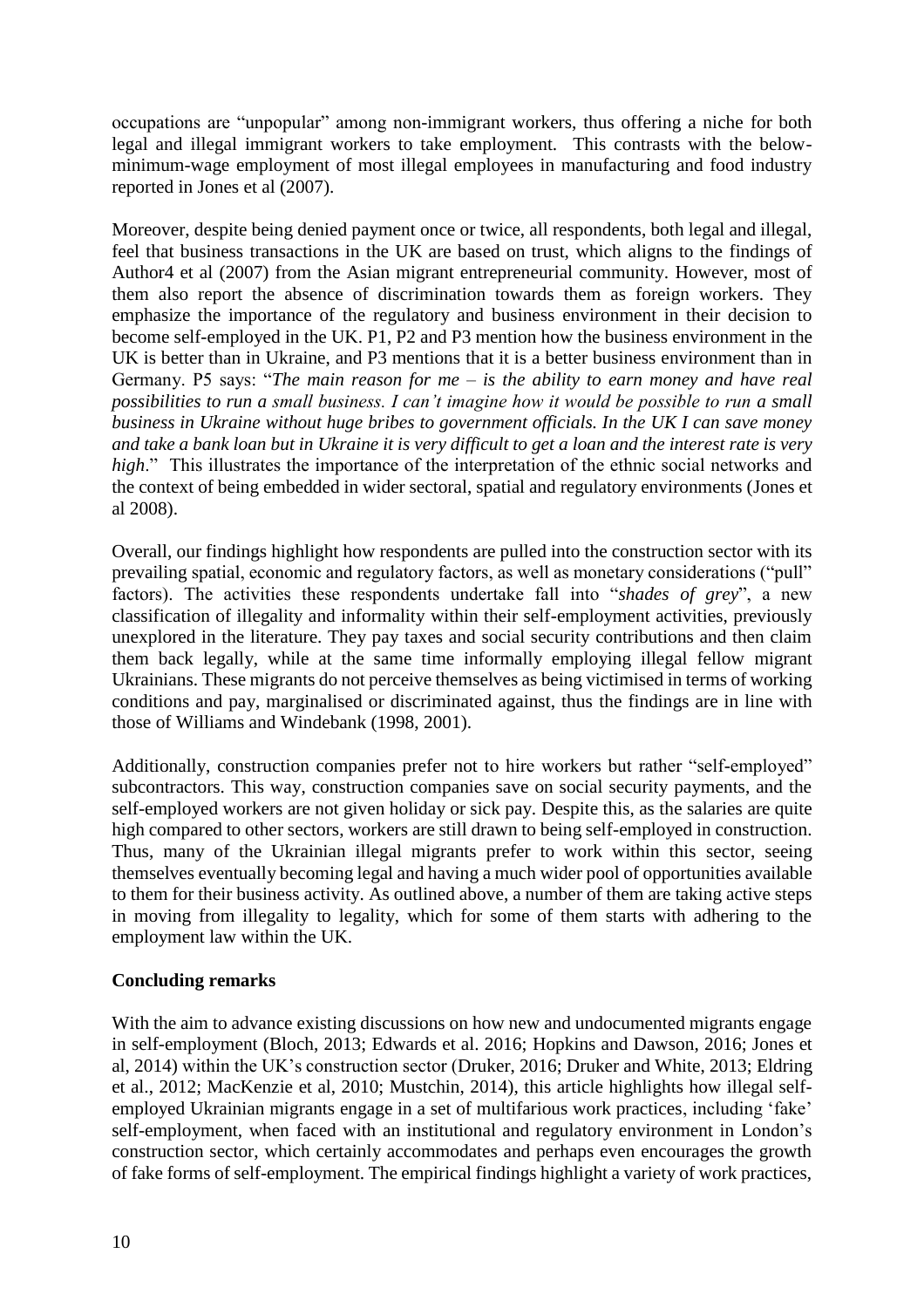occupations are "unpopular" among non-immigrant workers, thus offering a niche for both legal and illegal immigrant workers to take employment. This contrasts with the below-minimum-wage employment of most illegal employees in manufacturing and food industry reported in Jones et al (2007).

Moreover, despite being denied payment once or twice, all respondents, both legal and illegal, feel that business transactions in the UK are based on trust, which aligns to the findings of Author4 et al (2007) from the Asian migrant entrepreneurial community. However, most of them also report the absence of discrimination towards them as foreign workers. They emphasize the importance of the regulatory and business environment in their decision to become self-employed in the UK. P1, P2 and P3 mention how the business environment in the UK is better than in Ukraine, and P3 mentions that it is a better business environment than in Germany. P5 says: "*The main reason for me – is the ability to earn money and have real possibilities to run a small business. I can't imagine how it would be possible to run a small business in Ukraine without huge bribes to government officials. In the UK I can save money and take a bank loan but in Ukraine it is very difficult to get a loan and the interest rate is very high*." This illustrates the importance of the interpretation of the ethnic social networks and the context of being embedded in wider sectoral, spatial and regulatory environments (Jones et al 2008).

Overall, our findings highlight how respondents are pulled into the construction sector with its prevailing spatial, economic and regulatory factors, as well as monetary considerations ("pull" factors). The activities these respondents undertake fall into "*shades of grey*", a new classification of illegality and informality within their self-employment activities, previously unexplored in the literature. They pay taxes and social security contributions and then claim them back legally, while at the same time informally employing illegal fellow migrant Ukrainians. These migrants do not perceive themselves as being victimised in terms of working conditions and pay, marginalised or discriminated against, thus the findings are in line with those of Williams and Windebank (1998, 2001).

Additionally, construction companies prefer not to hire workers but rather "self-employed" subcontractors. This way, construction companies save on social security payments, and the self-employed workers are not given holiday or sick pay. Despite this, as the salaries are quite high compared to other sectors, workers are still drawn to being self-employed in construction. Thus, many of the Ukrainian illegal migrants prefer to work within this sector, seeing themselves eventually becoming legal and having a much wider pool of opportunities available to them for their business activity. As outlined above, a number of them are taking active steps in moving from illegality to legality, which for some of them starts with adhering to the employment law within the UK.

## Concluding remarks

With the aim to advance existing discussions on how new and undocumented migrants engage in self-employment (Bloch, 2013; Edwards et al. 2016; Hopkins and Dawson, 2016; Jones et al, 2014) within the UK's construction sector (Druker, 2016; Druker and White, 2013; Eldring et al., 2012; MacKenzie et al, 2010; Mustchin, 2014), this article highlights how illegal self-employed Ukrainian migrants engage in a set of multifarious work practices, including 'fake' self-employment, when faced with an institutional and regulatory environment in London's construction sector, which certainly accommodates and perhaps even encourages the growth of fake forms of self-employment. The empirical findings highlight a variety of work practices,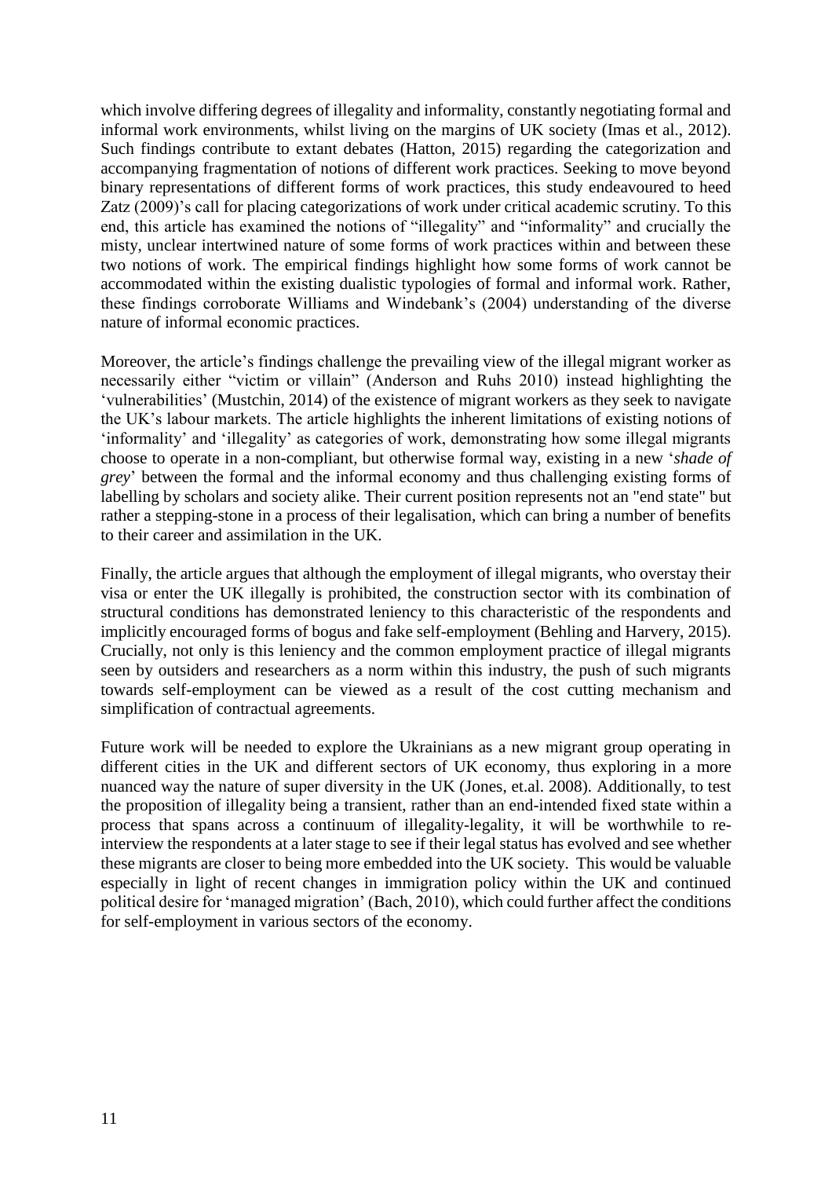which involve differing degrees of illegality and informality, constantly negotiating formal and informal work environments, whilst living on the margins of UK society (Imas et al., 2012). Such findings contribute to extant debates (Hatton, 2015) regarding the categorization and accompanying fragmentation of notions of different work practices. Seeking to move beyond binary representations of different forms of work practices, this study endeavoured to heed Zatz (2009)'s call for placing categorizations of work under critical academic scrutiny. To this end, this article has examined the notions of "illegality" and "informality" and crucially the misty, unclear intertwined nature of some forms of work practices within and between these two notions of work. The empirical findings highlight how some forms of work cannot be accommodated within the existing dualistic typologies of formal and informal work. Rather, these findings corroborate Williams and Windebank's (2004) understanding of the diverse nature of informal economic practices.

Moreover, the article's findings challenge the prevailing view of the illegal migrant worker as necessarily either "victim or villain" (Anderson and Ruhs 2010) instead highlighting the 'vulnerabilities' (Mustchin, 2014) of the existence of migrant workers as they seek to navigate the UK's labour markets. The article highlights the inherent limitations of existing notions of 'informality' and 'illegality' as categories of work, demonstrating how some illegal migrants choose to operate in a non-compliant, but otherwise formal way, existing in a new '*shade of grey*' between the formal and the informal economy and thus challenging existing forms of labelling by scholars and society alike. Their current position represents not an "end state" but rather a stepping-stone in a process of their legalisation, which can bring a number of benefits to their career and assimilation in the UK.

Finally, the article argues that although the employment of illegal migrants, who overstay their visa or enter the UK illegally is prohibited, the construction sector with its combination of structural conditions has demonstrated leniency to this characteristic of the respondents and implicitly encouraged forms of bogus and fake self-employment (Behling and Harvery, 2015). Crucially, not only is this leniency and the common employment practice of illegal migrants seen by outsiders and researchers as a norm within this industry, the push of such migrants towards self-employment can be viewed as a result of the cost cutting mechanism and simplification of contractual agreements.

Future work will be needed to explore the Ukrainians as a new migrant group operating in different cities in the UK and different sectors of UK economy, thus exploring in a more nuanced way the nature of super diversity in the UK (Jones, et.al. 2008). Additionally, to test the proposition of illegality being a transient, rather than an end-intended fixed state within a process that spans across a continuum of illegality-legality, it will be worthwhile to re-interview the respondents at a later stage to see if their legal status has evolved and see whether these migrants are closer to being more embedded into the UK society. This would be valuable especially in light of recent changes in immigration policy within the UK and continued political desire for 'managed migration' (Bach, 2010), which could further affect the conditions for self-employment in various sectors of the economy.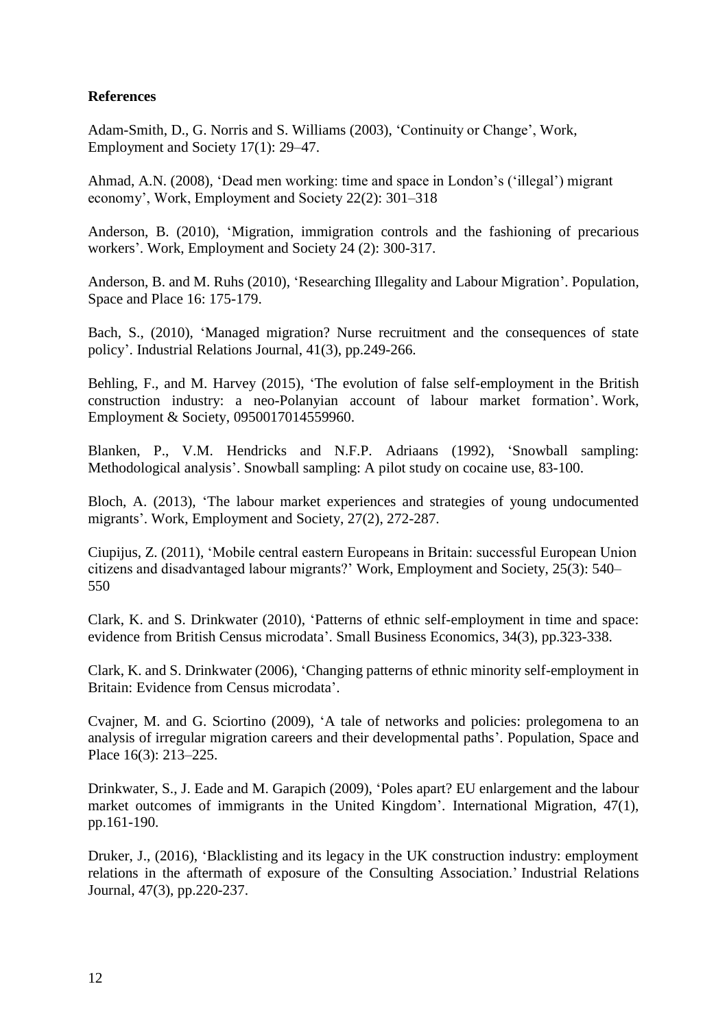**References**

Adam-Smith, D., G. Norris and S. Williams (2003), 'Continuity or Change', Work, Employment and Society 17(1): 29–47.

Ahmad, A.N. (2008), 'Dead men working: time and space in London's ('illegal') migrant economy', Work, Employment and Society 22(2): 301–318

Anderson, B. (2010), 'Migration, immigration controls and the fashioning of precarious workers'. Work, Employment and Society 24 (2): 300-317.

Anderson, B. and M. Ruhs (2010), 'Researching Illegality and Labour Migration'. Population, Space and Place 16: 175-179.

Bach, S., (2010), 'Managed migration? Nurse recruitment and the consequences of state policy'. Industrial Relations Journal, 41(3), pp.249-266.

Behling, F., and M. Harvey (2015), 'The evolution of false self-employment in the British construction industry: a neo-Polanyian account of labour market formation'. Work, Employment & Society, 0950017014559960.

Blanken, P., V.M. Hendricks and N.F.P. Adriaans (1992), 'Snowball sampling: Methodological analysis'. Snowball sampling: A pilot study on cocaine use, 83-100.

Bloch, A. (2013), 'The labour market experiences and strategies of young undocumented migrants'. Work, Employment and Society, 27(2), 272-287.

Ciupijus, Z. (2011), 'Mobile central eastern Europeans in Britain: successful European Union citizens and disadvantaged labour migrants?' Work, Employment and Society, 25(3): 540–550

Clark, K. and S. Drinkwater (2010), 'Patterns of ethnic self-employment in time and space: evidence from British Census microdata'. Small Business Economics, 34(3), pp.323-338.

Clark, K. and S. Drinkwater (2006), 'Changing patterns of ethnic minority self-employment in Britain: Evidence from Census microdata'.

Cvajner, M. and G. Sciortino (2009), 'A tale of networks and policies: prolegomena to an analysis of irregular migration careers and their developmental paths'. Population, Space and Place 16(3): 213–225.

Drinkwater, S., J. Eade and M. Garapich (2009), 'Poles apart? EU enlargement and the labour market outcomes of immigrants in the United Kingdom'. International Migration, 47(1), pp.161-190.

Druker, J., (2016), 'Blacklisting and its legacy in the UK construction industry: employment relations in the aftermath of exposure of the Consulting Association.' Industrial Relations Journal, 47(3), pp.220-237.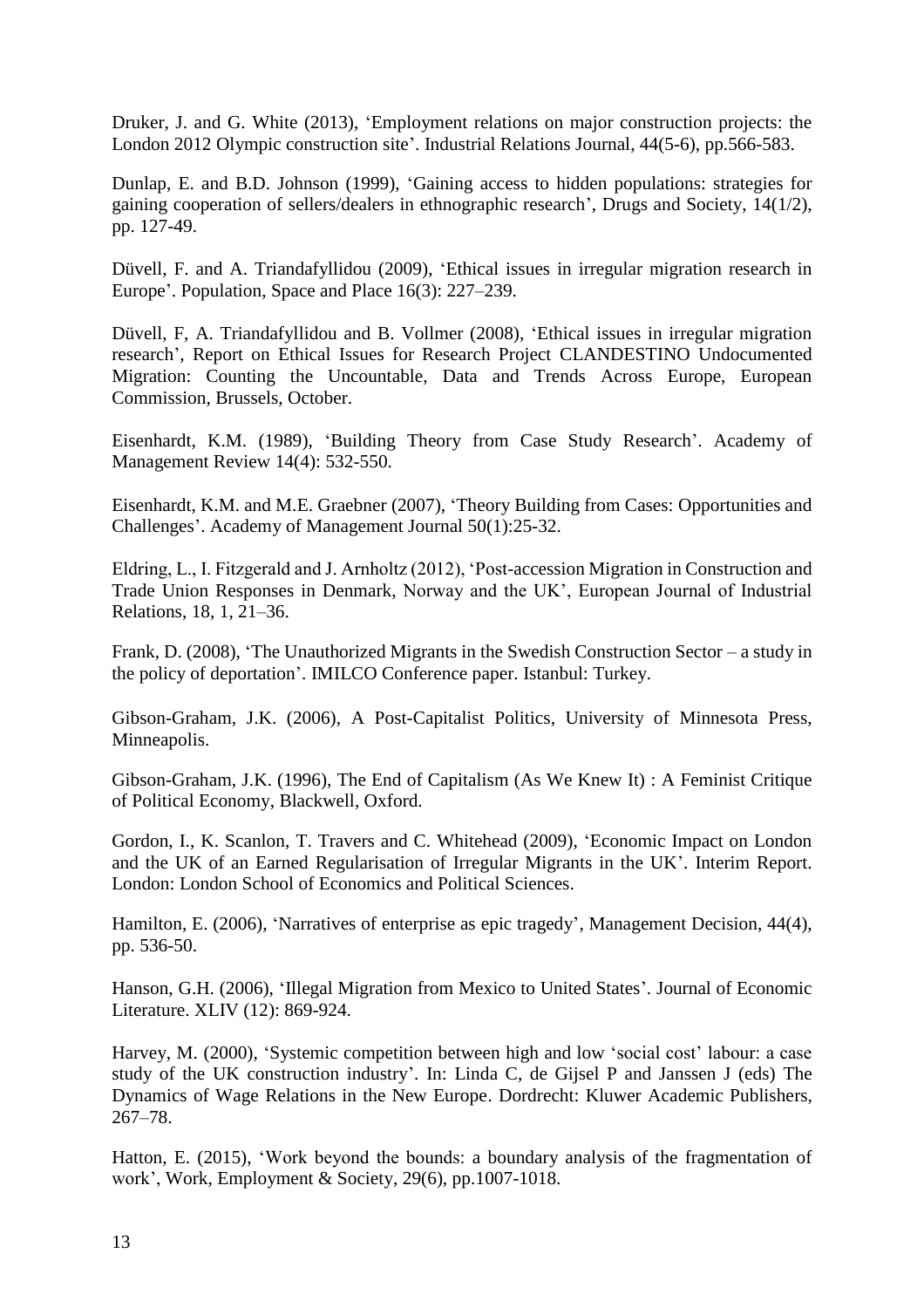Druker, J. and G. White (2013), 'Employment relations on major construction projects: the London 2012 Olympic construction site'. Industrial Relations Journal, 44(5-6), pp.566-583.

Dunlap, E. and B.D. Johnson (1999), 'Gaining access to hidden populations: strategies for gaining cooperation of sellers/dealers in ethnographic research', Drugs and Society, 14(1/2), pp. 127-49.

Düvell, F. and A. Triandafyllidou (2009), 'Ethical issues in irregular migration research in Europe'. Population, Space and Place 16(3): 227–239.

Düvell, F, A. Triandafyllidou and B. Vollmer (2008), 'Ethical issues in irregular migration research', Report on Ethical Issues for Research Project CLANDESTINO Undocumented Migration: Counting the Uncountable, Data and Trends Across Europe, European Commission, Brussels, October.

Eisenhardt, K.M. (1989), 'Building Theory from Case Study Research'. Academy of Management Review 14(4): 532-550.

Eisenhardt, K.M. and M.E. Graebner (2007), 'Theory Building from Cases: Opportunities and Challenges'. Academy of Management Journal 50(1):25-32.

Eldring, L., I. Fitzgerald and J. Arnholtz (2012), 'Post-accession Migration in Construction and Trade Union Responses in Denmark, Norway and the UK', European Journal of Industrial Relations, 18, 1, 21–36.

Frank, D. (2008), 'The Unauthorized Migrants in the Swedish Construction Sector – a study in the policy of deportation'. IMILCO Conference paper. Istanbul: Turkey.

Gibson-Graham, J.K. (2006), A Post-Capitalist Politics, University of Minnesota Press, Minneapolis.

Gibson-Graham, J.K. (1996), The End of Capitalism (As We Knew It) : A Feminist Critique of Political Economy, Blackwell, Oxford.

Gordon, I., K. Scanlon, T. Travers and C. Whitehead (2009), 'Economic Impact on London and the UK of an Earned Regularisation of Irregular Migrants in the UK'. Interim Report. London: London School of Economics and Political Sciences.

Hamilton, E. (2006), 'Narratives of enterprise as epic tragedy', Management Decision, 44(4), pp. 536-50.

Hanson, G.H. (2006), 'Illegal Migration from Mexico to United States'. Journal of Economic Literature. XLIV (12): 869-924.

Harvey, M. (2000), 'Systemic competition between high and low 'social cost' labour: a case study of the UK construction industry'. In: Linda C, de Gijsel P and Janssen J (eds) The Dynamics of Wage Relations in the New Europe. Dordrecht: Kluwer Academic Publishers, 267–78.

Hatton, E. (2015), 'Work beyond the bounds: a boundary analysis of the fragmentation of work', Work, Employment & Society, 29(6), pp.1007-1018.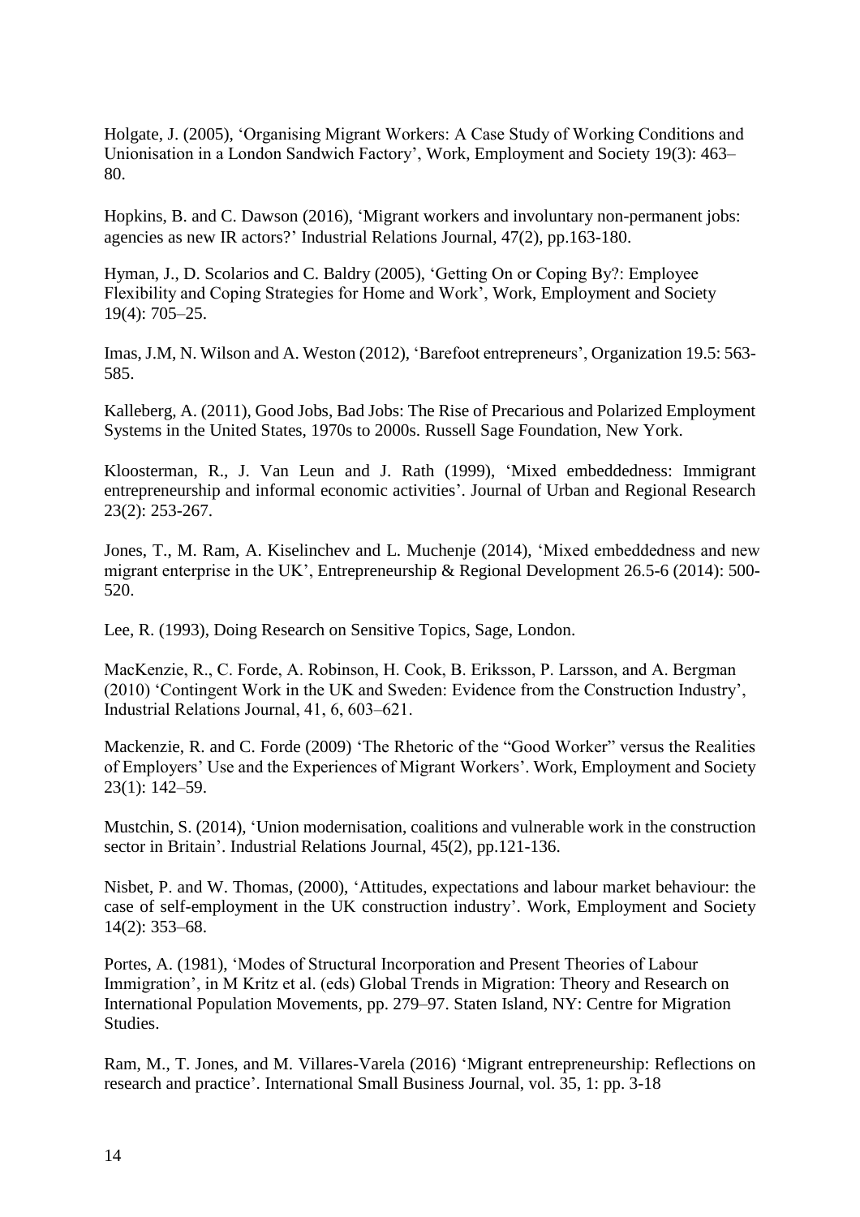Holgate, J. (2005), 'Organising Migrant Workers: A Case Study of Working Conditions and Unionisation in a London Sandwich Factory', Work, Employment and Society 19(3): 463–80.

Hopkins, B. and C. Dawson (2016), 'Migrant workers and involuntary non-permanent jobs: agencies as new IR actors?' Industrial Relations Journal, 47(2), pp.163-180.

Hyman, J., D. Scolarios and C. Baldry (2005), 'Getting On or Coping By?: Employee Flexibility and Coping Strategies for Home and Work', Work, Employment and Society 19(4): 705–25.

Imas, J.M, N. Wilson and A. Weston (2012), 'Barefoot entrepreneurs', Organization 19.5: 563-585.

Kalleberg, A. (2011), Good Jobs, Bad Jobs: The Rise of Precarious and Polarized Employment Systems in the United States, 1970s to 2000s. Russell Sage Foundation, New York.

Kloosterman, R., J. Van Leun and J. Rath (1999), 'Mixed embeddedness: Immigrant entrepreneurship and informal economic activities'. Journal of Urban and Regional Research 23(2): 253-267.

Jones, T., M. Ram, A. Kiselinchev and L. Muchenje (2014), 'Mixed embeddedness and new migrant enterprise in the UK', Entrepreneurship & Regional Development 26.5-6 (2014): 500-520.

Lee, R. (1993), Doing Research on Sensitive Topics, Sage, London.

MacKenzie, R., C. Forde, A. Robinson, H. Cook, B. Eriksson, P. Larsson, and A. Bergman (2010) 'Contingent Work in the UK and Sweden: Evidence from the Construction Industry', Industrial Relations Journal, 41, 6, 603–621.

Mackenzie, R. and C. Forde (2009) 'The Rhetoric of the "Good Worker" versus the Realities of Employers' Use and the Experiences of Migrant Workers'. Work, Employment and Society 23(1): 142–59.

Mustchin, S. (2014), 'Union modernisation, coalitions and vulnerable work in the construction sector in Britain'. Industrial Relations Journal, 45(2), pp.121-136.

Nisbet, P. and W. Thomas, (2000), 'Attitudes, expectations and labour market behaviour: the case of self-employment in the UK construction industry'. Work, Employment and Society 14(2): 353–68.

Portes, A. (1981), 'Modes of Structural Incorporation and Present Theories of Labour Immigration', in M Kritz et al. (eds) Global Trends in Migration: Theory and Research on International Population Movements, pp. 279–97. Staten Island, NY: Centre for Migration Studies.

Ram, M., T. Jones, and M. Villares-Varela (2016) 'Migrant entrepreneurship: Reflections on research and practice'. International Small Business Journal, vol. 35, 1: pp. 3-18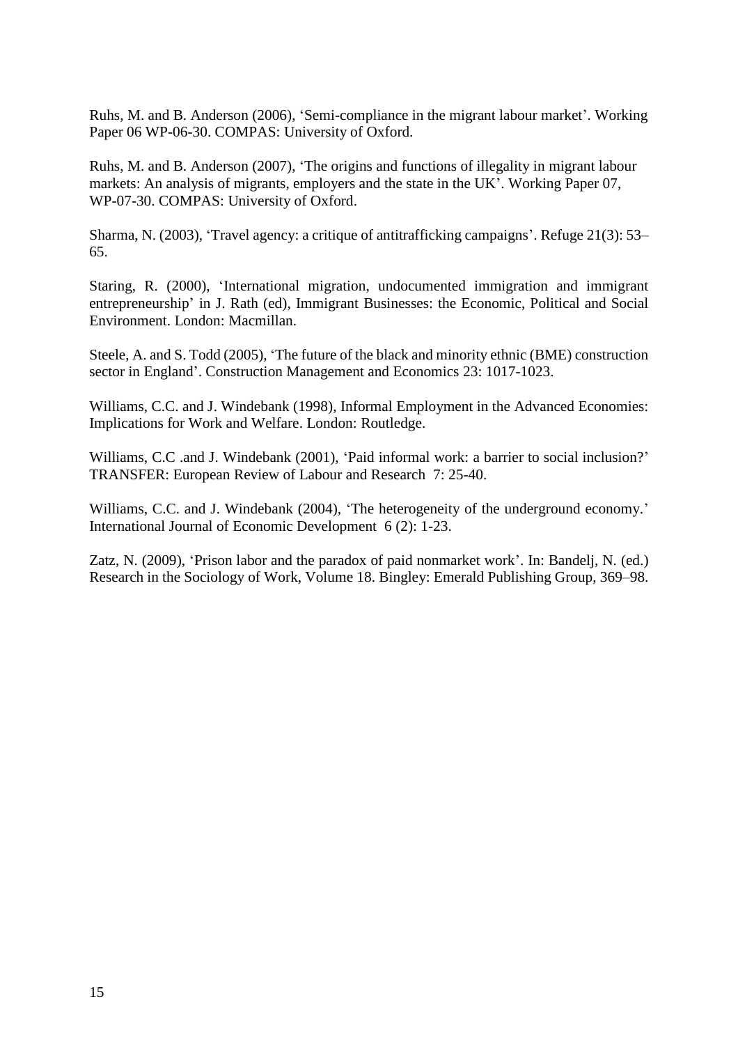Ruhs, M. and B. Anderson (2006), 'Semi-compliance in the migrant labour market'. Working Paper 06 WP-06-30. COMPAS: University of Oxford.

Ruhs, M. and B. Anderson (2007), 'The origins and functions of illegality in migrant labour markets: An analysis of migrants, employers and the state in the UK'. Working Paper 07, WP-07-30. COMPAS: University of Oxford.

Sharma, N. (2003), 'Travel agency: a critique of antitrafficking campaigns'. Refuge 21(3): 53–65.

Staring, R. (2000), 'International migration, undocumented immigration and immigrant entrepreneurship' in J. Rath (ed), Immigrant Businesses: the Economic, Political and Social Environment. London: Macmillan.

Steele, A. and S. Todd (2005), 'The future of the black and minority ethnic (BME) construction sector in England'. Construction Management and Economics 23: 1017-1023.

Williams, C.C. and J. Windebank (1998), Informal Employment in the Advanced Economies: Implications for Work and Welfare. London: Routledge.

Williams, C.C .and J. Windebank (2001), 'Paid informal work: a barrier to social inclusion?' TRANSFER: European Review of Labour and Research 7: 25-40.

Williams, C.C. and J. Windebank (2004), 'The heterogeneity of the underground economy.' International Journal of Economic Development 6 (2): 1-23.

Zatz, N. (2009), 'Prison labor and the paradox of paid nonmarket work'. In: Bandelj, N. (ed.) Research in the Sociology of Work, Volume 18. Bingley: Emerald Publishing Group, 369–98.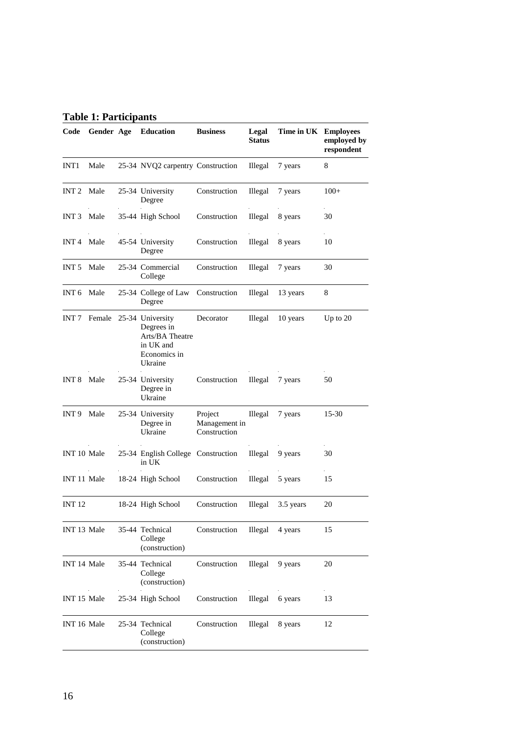**Table 1: Participants**

| Code | Gender | Age | Education | Business | Legal Status | Time in UK | Employees employed by respondent |
|---|---|---|---|---|---|---|---|
| INT1 | Male | 25-34 | NVQ2 carpentry | Construction | Illegal | 7 years | 8 |
| INT 2 | Male | 25-34 | University Degree | Construction | Illegal | 7 years | 100+ |
| INT 3 | Male | 35-44 | High School | Construction | Illegal | 8 years | 30 |
| INT 4 | Male | 45-54 | University Degree | Construction | Illegal | 8 years | 10 |
| INT 5 | Male | 25-34 | Commercial College | Construction | Illegal | 7 years | 30 |
| INT 6 | Male | 25-34 | College of Law Degree | Construction | Illegal | 13 years | 8 |
| INT 7 | Female | 25-34 | University Degrees in Arts/BA Theatre in UK and Economics in Ukraine | Decorator | Illegal | 10 years | Up to 20 |
| INT 8 | Male | 25-34 | University Degree in Ukraine | Construction | Illegal | 7 years | 50 |
| INT 9 | Male | 25-34 | University Degree in Ukraine | Project Management in Construction | Illegal | 7 years | 15-30 |
| INT 10 | Male | 25-34 | English College in UK | Construction | Illegal | 9 years | 30 |
| INT 11 | Male | 18-24 | High School | Construction | Illegal | 5 years | 15 |
| INT 12 | | 18-24 | High School | Construction | Illegal | 3.5 years | 20 |
| INT 13 | Male | 35-44 | Technical College (construction) | Construction | Illegal | 4 years | 15 |
| INT 14 | Male | 35-44 | Technical College (construction) | Construction | Illegal | 9 years | 20 |
| INT 15 | Male | 25-34 | High School | Construction | Illegal | 6 years | 13 |
| INT 16 | Male | 25-34 | Technical College (construction) | Construction | Illegal | 8 years | 12 |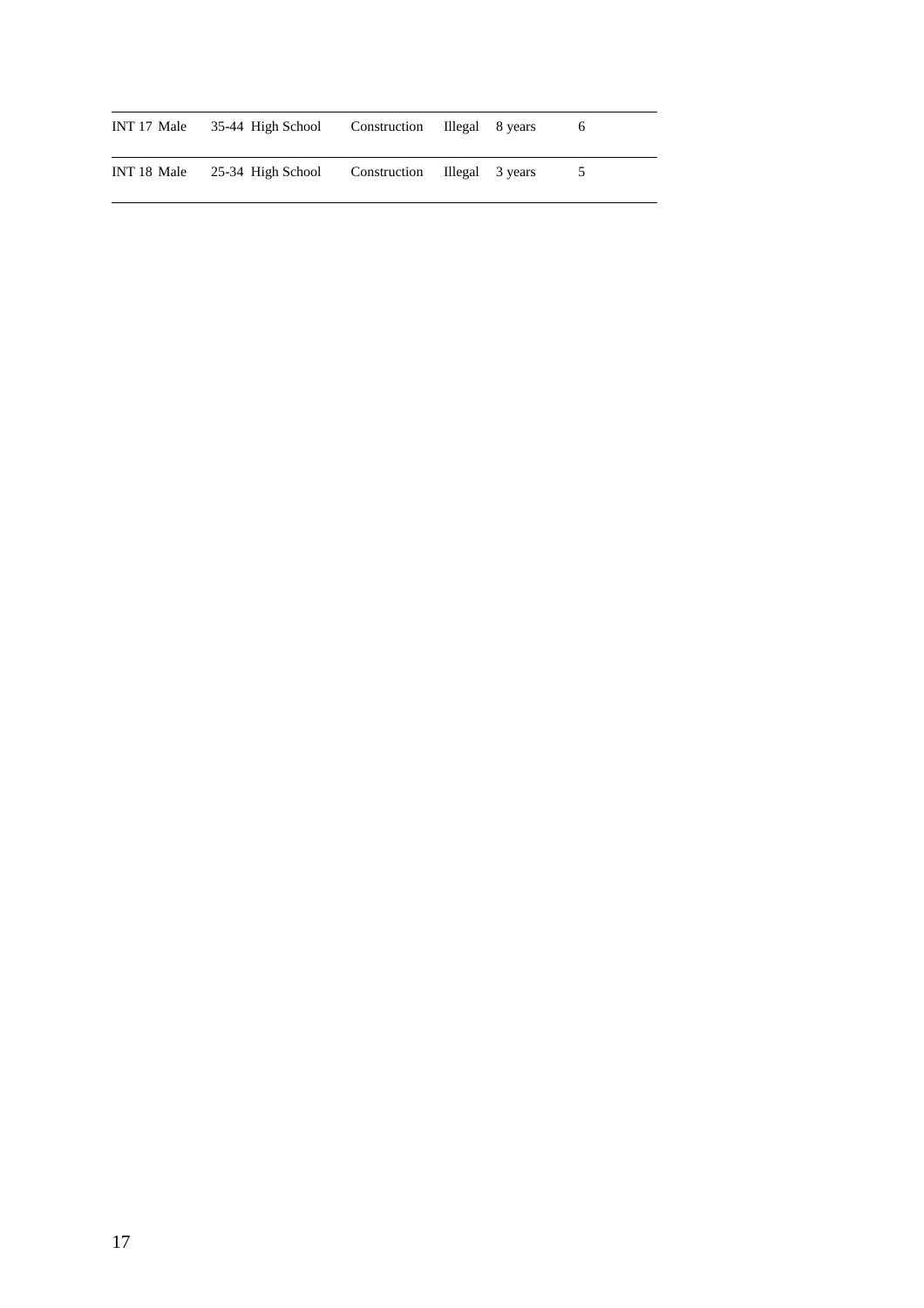| | | | | | | | |
|---|---|---|---|---|---|---|---|
| INT 17 | Male | 35-44 | High School | Construction | Illegal | 8 years | 6 |
| INT 18 | Male | 25-34 | High School | Construction | Illegal | 3 years | 5 |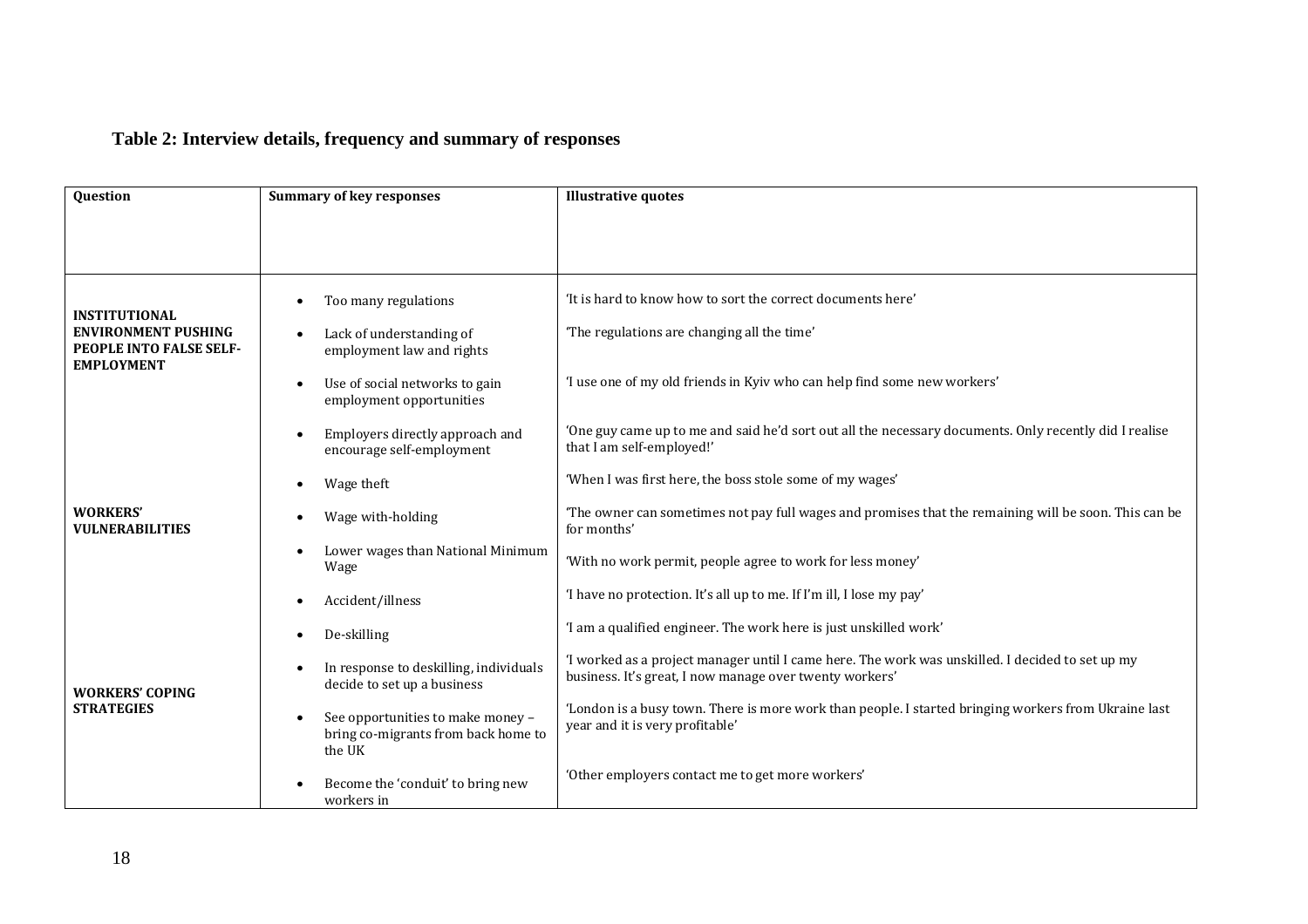**Table 2: Interview details, frequency and summary of responses**

| Question | Summary of key responses | Illustrative quotes |
|---|---|---|
| **INSTITUTIONAL ENVIRONMENT PUSHING PEOPLE INTO FALSE SELF-EMPLOYMENT** | • Too many regulations | 'It is hard to know how to sort the correct documents here' |
| | • Lack of understanding of employment law and rights | 'The regulations are changing all the time' |
| | • Use of social networks to gain employment opportunities | 'I use one of my old friends in Kyiv who can help find some new workers' |
| | • Employers directly approach and encourage self-employment | 'One guy came up to me and said he'd sort out all the necessary documents. Only recently did I realise that I am self-employed!' |
| **WORKERS' VULNERABILITIES** | • Wage theft | 'When I was first here, the boss stole some of my wages' |
| | • Wage with-holding | 'The owner can sometimes not pay full wages and promises that the remaining will be soon. This can be for months' |
| | • Lower wages than National Minimum Wage | 'With no work permit, people agree to work for less money' |
| | • Accident/illness | 'I have no protection. It's all up to me. If I'm ill, I lose my pay' |
| | • De-skilling | 'I am a qualified engineer. The work here is just unskilled work' |
| **WORKERS' COPING STRATEGIES** | • In response to deskilling, individuals decide to set up a business | 'I worked as a project manager until I came here. The work was unskilled. I decided to set up my business. It's great, I now manage over twenty workers' |
| | • See opportunities to make money – bring co-migrants from back home to the UK | 'London is a busy town. There is more work than people. I started bringing workers from Ukraine last year and it is very profitable' |
| | • Become the 'conduit' to bring new workers in | 'Other employers contact me to get more workers' |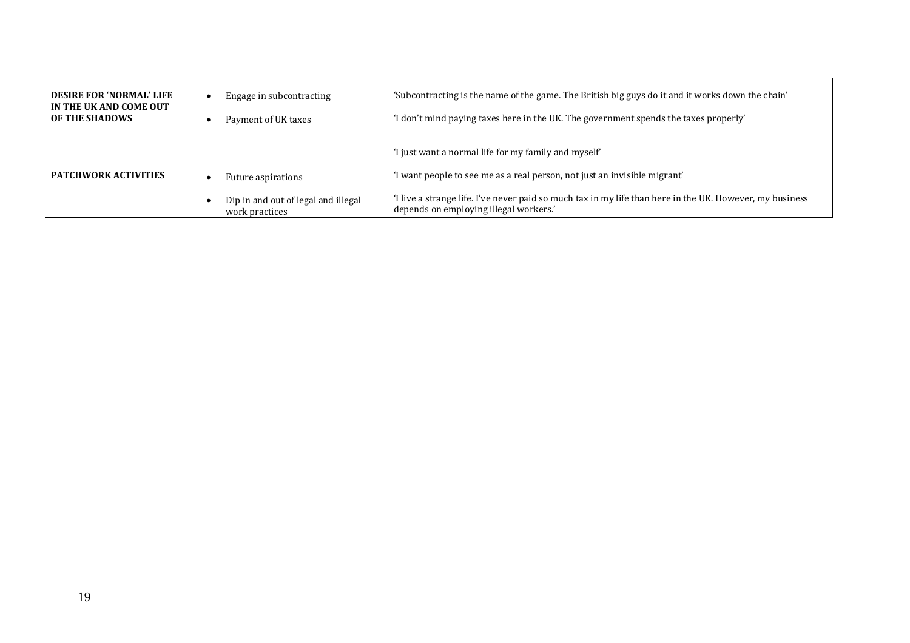| | | |
|---|---|---|
| **DESIRE FOR 'NORMAL' LIFE IN THE UK AND COME OUT OF THE SHADOWS** | • Engage in subcontracting | 'Subcontracting is the name of the game. The British big guys do it and it works down the chain' |
| | • Payment of UK taxes | 'I don't mind paying taxes here in the UK. The government spends the taxes properly' |
| | | 'I just want a normal life for my family and myself' |
| **PATCHWORK ACTIVITIES** | • Future aspirations | 'I want people to see me as a real person, not just an invisible migrant' |
| | • Dip in and out of legal and illegal work practices | 'I live a strange life. I've never paid so much tax in my life than here in the UK. However, my business depends on employing illegal workers.' |